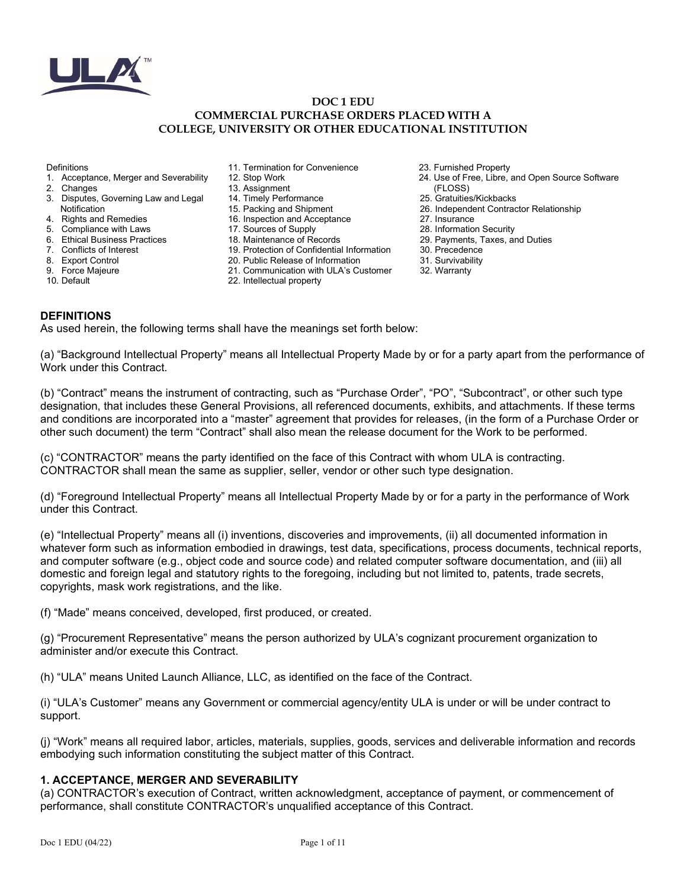# DOC 1 EDU
# COMMERCIAL PURCHASE ORDERS PLACED WITH A COLLEGE, UNIVERSITY OR OTHER EDUCATIONAL INSTITUTION

Definitions
1. Acceptance, Merger and Severability
2. Changes
3. Disputes, Governing Law and Legal Notification
4. Rights and Remedies
5. Compliance with Laws
6. Ethical Business Practices
7. Conflicts of Interest
8. Export Control
9. Force Majeure
10. Default
11. Termination for Convenience
12. Stop Work
13. Assignment
14. Timely Performance
15. Packing and Shipment
16. Inspection and Acceptance
17. Sources of Supply
18. Maintenance of Records
19. Protection of Confidential Information
20. Public Release of Information
21. Communication with ULA's Customer
22. Intellectual property
23. Furnished Property
24. Use of Free, Libre, and Open Source Software (FLOSS)
25. Gratuities/Kickbacks
26. Independent Contractor Relationship
27. Insurance
28. Information Security
29. Payments, Taxes, and Duties
30. Precedence
31. Survivability
32. Warranty

## DEFINITIONS

As used herein, the following terms shall have the meanings set forth below:

(a) "Background Intellectual Property" means all Intellectual Property Made by or for a party apart from the performance of Work under this Contract.

(b) "Contract" means the instrument of contracting, such as "Purchase Order", "PO", "Subcontract", or other such type designation, that includes these General Provisions, all referenced documents, exhibits, and attachments. If these terms and conditions are incorporated into a "master" agreement that provides for releases, (in the form of a Purchase Order or other such document) the term "Contract" shall also mean the release document for the Work to be performed.

(c) "CONTRACTOR" means the party identified on the face of this Contract with whom ULA is contracting. CONTRACTOR shall mean the same as supplier, seller, vendor or other such type designation.

(d) "Foreground Intellectual Property" means all Intellectual Property Made by or for a party in the performance of Work under this Contract.

(e) "Intellectual Property" means all (i) inventions, discoveries and improvements, (ii) all documented information in whatever form such as information embodied in drawings, test data, specifications, process documents, technical reports, and computer software (e.g., object code and source code) and related computer software documentation, and (iii) all domestic and foreign legal and statutory rights to the foregoing, including but not limited to, patents, trade secrets, copyrights, mask work registrations, and the like.

(f) "Made" means conceived, developed, first produced, or created.

(g) "Procurement Representative" means the person authorized by ULA's cognizant procurement organization to administer and/or execute this Contract.

(h) "ULA" means United Launch Alliance, LLC, as identified on the face of the Contract.

(i) "ULA's Customer" means any Government or commercial agency/entity ULA is under or will be under contract to support.

(j) "Work" means all required labor, articles, materials, supplies, goods, services and deliverable information and records embodying such information constituting the subject matter of this Contract.

## 1. ACCEPTANCE, MERGER AND SEVERABILITY

(a) CONTRACTOR's execution of Contract, written acknowledgment, acceptance of payment, or commencement of performance, shall constitute CONTRACTOR's unqualified acceptance of this Contract.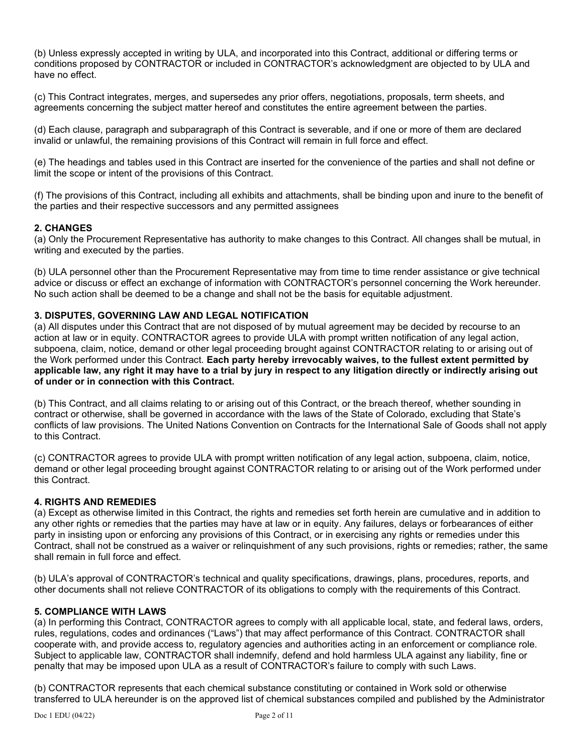(b) Unless expressly accepted in writing by ULA, and incorporated into this Contract, additional or differing terms or conditions proposed by CONTRACTOR or included in CONTRACTOR's acknowledgment are objected to by ULA and have no effect.

(c) This Contract integrates, merges, and supersedes any prior offers, negotiations, proposals, term sheets, and agreements concerning the subject matter hereof and constitutes the entire agreement between the parties.

(d) Each clause, paragraph and subparagraph of this Contract is severable, and if one or more of them are declared invalid or unlawful, the remaining provisions of this Contract will remain in full force and effect.

(e) The headings and tables used in this Contract are inserted for the convenience of the parties and shall not define or limit the scope or intent of the provisions of this Contract.

(f) The provisions of this Contract, including all exhibits and attachments, shall be binding upon and inure to the benefit of the parties and their respective successors and any permitted assignees

**2. CHANGES**

(a) Only the Procurement Representative has authority to make changes to this Contract. All changes shall be mutual, in writing and executed by the parties.

(b) ULA personnel other than the Procurement Representative may from time to time render assistance or give technical advice or discuss or effect an exchange of information with CONTRACTOR's personnel concerning the Work hereunder. No such action shall be deemed to be a change and shall not be the basis for equitable adjustment.

**3. DISPUTES, GOVERNING LAW AND LEGAL NOTIFICATION**

(a) All disputes under this Contract that are not disposed of by mutual agreement may be decided by recourse to an action at law or in equity. CONTRACTOR agrees to provide ULA with prompt written notification of any legal action, subpoena, claim, notice, demand or other legal proceeding brought against CONTRACTOR relating to or arising out of the Work performed under this Contract. **Each party hereby irrevocably waives, to the fullest extent permitted by applicable law, any right it may have to a trial by jury in respect to any litigation directly or indirectly arising out of under or in connection with this Contract.**

(b) This Contract, and all claims relating to or arising out of this Contract, or the breach thereof, whether sounding in contract or otherwise, shall be governed in accordance with the laws of the State of Colorado, excluding that State's conflicts of law provisions. The United Nations Convention on Contracts for the International Sale of Goods shall not apply to this Contract.

(c) CONTRACTOR agrees to provide ULA with prompt written notification of any legal action, subpoena, claim, notice, demand or other legal proceeding brought against CONTRACTOR relating to or arising out of the Work performed under this Contract.

**4. RIGHTS AND REMEDIES**

(a) Except as otherwise limited in this Contract, the rights and remedies set forth herein are cumulative and in addition to any other rights or remedies that the parties may have at law or in equity. Any failures, delays or forbearances of either party in insisting upon or enforcing any provisions of this Contract, or in exercising any rights or remedies under this Contract, shall not be construed as a waiver or relinquishment of any such provisions, rights or remedies; rather, the same shall remain in full force and effect.

(b) ULA's approval of CONTRACTOR's technical and quality specifications, drawings, plans, procedures, reports, and other documents shall not relieve CONTRACTOR of its obligations to comply with the requirements of this Contract.

**5. COMPLIANCE WITH LAWS**

(a) In performing this Contract, CONTRACTOR agrees to comply with all applicable local, state, and federal laws, orders, rules, regulations, codes and ordinances ("Laws") that may affect performance of this Contract. CONTRACTOR shall cooperate with, and provide access to, regulatory agencies and authorities acting in an enforcement or compliance role. Subject to applicable law, CONTRACTOR shall indemnify, defend and hold harmless ULA against any liability, fine or penalty that may be imposed upon ULA as a result of CONTRACTOR's failure to comply with such Laws.

(b) CONTRACTOR represents that each chemical substance constituting or contained in Work sold or otherwise transferred to ULA hereunder is on the approved list of chemical substances compiled and published by the Administrator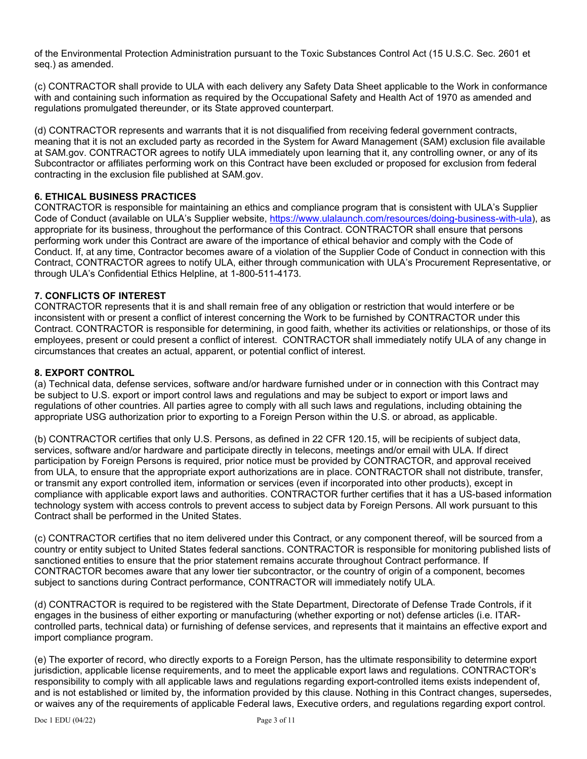of the Environmental Protection Administration pursuant to the Toxic Substances Control Act (15 U.S.C. Sec. 2601 et seq.) as amended.

(c) CONTRACTOR shall provide to ULA with each delivery any Safety Data Sheet applicable to the Work in conformance with and containing such information as required by the Occupational Safety and Health Act of 1970 as amended and regulations promulgated thereunder, or its State approved counterpart.

(d) CONTRACTOR represents and warrants that it is not disqualified from receiving federal government contracts, meaning that it is not an excluded party as recorded in the System for Award Management (SAM) exclusion file available at SAM.gov. CONTRACTOR agrees to notify ULA immediately upon learning that it, any controlling owner, or any of its Subcontractor or affiliates performing work on this Contract have been excluded or proposed for exclusion from federal contracting in the exclusion file published at SAM.gov.

**6. ETHICAL BUSINESS PRACTICES**

CONTRACTOR is responsible for maintaining an ethics and compliance program that is consistent with ULA's Supplier Code of Conduct (available on ULA's Supplier website, https://www.ulalaunch.com/resources/doing-business-with-ula), as appropriate for its business, throughout the performance of this Contract. CONTRACTOR shall ensure that persons performing work under this Contract are aware of the importance of ethical behavior and comply with the Code of Conduct. If, at any time, Contractor becomes aware of a violation of the Supplier Code of Conduct in connection with this Contract, CONTRACTOR agrees to notify ULA, either through communication with ULA's Procurement Representative, or through ULA's Confidential Ethics Helpline, at 1-800-511-4173.

**7. CONFLICTS OF INTEREST**

CONTRACTOR represents that it is and shall remain free of any obligation or restriction that would interfere or be inconsistent with or present a conflict of interest concerning the Work to be furnished by CONTRACTOR under this Contract. CONTRACTOR is responsible for determining, in good faith, whether its activities or relationships, or those of its employees, present or could present a conflict of interest. CONTRACTOR shall immediately notify ULA of any change in circumstances that creates an actual, apparent, or potential conflict of interest.

**8. EXPORT CONTROL**

(a) Technical data, defense services, software and/or hardware furnished under or in connection with this Contract may be subject to U.S. export or import control laws and regulations and may be subject to export or import laws and regulations of other countries. All parties agree to comply with all such laws and regulations, including obtaining the appropriate USG authorization prior to exporting to a Foreign Person within the U.S. or abroad, as applicable.

(b) CONTRACTOR certifies that only U.S. Persons, as defined in 22 CFR 120.15, will be recipients of subject data, services, software and/or hardware and participate directly in telecons, meetings and/or email with ULA. If direct participation by Foreign Persons is required, prior notice must be provided by CONTRACTOR, and approval received from ULA, to ensure that the appropriate export authorizations are in place. CONTRACTOR shall not distribute, transfer, or transmit any export controlled item, information or services (even if incorporated into other products), except in compliance with applicable export laws and authorities. CONTRACTOR further certifies that it has a US-based information technology system with access controls to prevent access to subject data by Foreign Persons. All work pursuant to this Contract shall be performed in the United States.

(c) CONTRACTOR certifies that no item delivered under this Contract, or any component thereof, will be sourced from a country or entity subject to United States federal sanctions. CONTRACTOR is responsible for monitoring published lists of sanctioned entities to ensure that the prior statement remains accurate throughout Contract performance. If CONTRACTOR becomes aware that any lower tier subcontractor, or the country of origin of a component, becomes subject to sanctions during Contract performance, CONTRACTOR will immediately notify ULA.

(d) CONTRACTOR is required to be registered with the State Department, Directorate of Defense Trade Controls, if it engages in the business of either exporting or manufacturing (whether exporting or not) defense articles (i.e. ITAR-controlled parts, technical data) or furnishing of defense services, and represents that it maintains an effective export and import compliance program.

(e) The exporter of record, who directly exports to a Foreign Person, has the ultimate responsibility to determine export jurisdiction, applicable license requirements, and to meet the applicable export laws and regulations. CONTRACTOR's responsibility to comply with all applicable laws and regulations regarding export-controlled items exists independent of, and is not established or limited by, the information provided by this clause. Nothing in this Contract changes, supersedes, or waives any of the requirements of applicable Federal laws, Executive orders, and regulations regarding export control.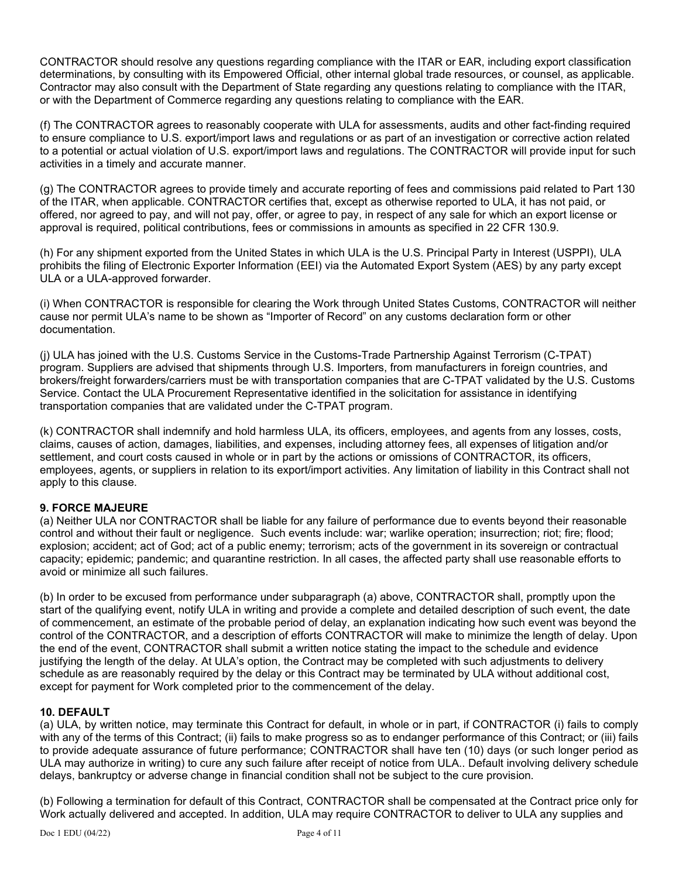CONTRACTOR should resolve any questions regarding compliance with the ITAR or EAR, including export classification determinations, by consulting with its Empowered Official, other internal global trade resources, or counsel, as applicable. Contractor may also consult with the Department of State regarding any questions relating to compliance with the ITAR, or with the Department of Commerce regarding any questions relating to compliance with the EAR.

(f) The CONTRACTOR agrees to reasonably cooperate with ULA for assessments, audits and other fact-finding required to ensure compliance to U.S. export/import laws and regulations or as part of an investigation or corrective action related to a potential or actual violation of U.S. export/import laws and regulations. The CONTRACTOR will provide input for such activities in a timely and accurate manner.

(g) The CONTRACTOR agrees to provide timely and accurate reporting of fees and commissions paid related to Part 130 of the ITAR, when applicable. CONTRACTOR certifies that, except as otherwise reported to ULA, it has not paid, or offered, nor agreed to pay, and will not pay, offer, or agree to pay, in respect of any sale for which an export license or approval is required, political contributions, fees or commissions in amounts as specified in 22 CFR 130.9.

(h) For any shipment exported from the United States in which ULA is the U.S. Principal Party in Interest (USPPI), ULA prohibits the filing of Electronic Exporter Information (EEI) via the Automated Export System (AES) by any party except ULA or a ULA-approved forwarder.

(i) When CONTRACTOR is responsible for clearing the Work through United States Customs, CONTRACTOR will neither cause nor permit ULA's name to be shown as "Importer of Record" on any customs declaration form or other documentation.

(j) ULA has joined with the U.S. Customs Service in the Customs-Trade Partnership Against Terrorism (C-TPAT) program. Suppliers are advised that shipments through U.S. Importers, from manufacturers in foreign countries, and brokers/freight forwarders/carriers must be with transportation companies that are C-TPAT validated by the U.S. Customs Service. Contact the ULA Procurement Representative identified in the solicitation for assistance in identifying transportation companies that are validated under the C-TPAT program.

(k) CONTRACTOR shall indemnify and hold harmless ULA, its officers, employees, and agents from any losses, costs, claims, causes of action, damages, liabilities, and expenses, including attorney fees, all expenses of litigation and/or settlement, and court costs caused in whole or in part by the actions or omissions of CONTRACTOR, its officers, employees, agents, or suppliers in relation to its export/import activities. Any limitation of liability in this Contract shall not apply to this clause.

## 9. FORCE MAJEURE

(a) Neither ULA nor CONTRACTOR shall be liable for any failure of performance due to events beyond their reasonable control and without their fault or negligence. Such events include: war; warlike operation; insurrection; riot; fire; flood; explosion; accident; act of God; act of a public enemy; terrorism; acts of the government in its sovereign or contractual capacity; epidemic; pandemic; and quarantine restriction. In all cases, the affected party shall use reasonable efforts to avoid or minimize all such failures.

(b) In order to be excused from performance under subparagraph (a) above, CONTRACTOR shall, promptly upon the start of the qualifying event, notify ULA in writing and provide a complete and detailed description of such event, the date of commencement, an estimate of the probable period of delay, an explanation indicating how such event was beyond the control of the CONTRACTOR, and a description of efforts CONTRACTOR will make to minimize the length of delay. Upon the end of the event, CONTRACTOR shall submit a written notice stating the impact to the schedule and evidence justifying the length of the delay. At ULA's option, the Contract may be completed with such adjustments to delivery schedule as are reasonably required by the delay or this Contract may be terminated by ULA without additional cost, except for payment for Work completed prior to the commencement of the delay.

## 10. DEFAULT

(a) ULA, by written notice, may terminate this Contract for default, in whole or in part, if CONTRACTOR (i) fails to comply with any of the terms of this Contract; (ii) fails to make progress so as to endanger performance of this Contract; or (iii) fails to provide adequate assurance of future performance; CONTRACTOR shall have ten (10) days (or such longer period as ULA may authorize in writing) to cure any such failure after receipt of notice from ULA.. Default involving delivery schedule delays, bankruptcy or adverse change in financial condition shall not be subject to the cure provision.

(b) Following a termination for default of this Contract, CONTRACTOR shall be compensated at the Contract price only for Work actually delivered and accepted. In addition, ULA may require CONTRACTOR to deliver to ULA any supplies and

Doc 1 EDU (04/22)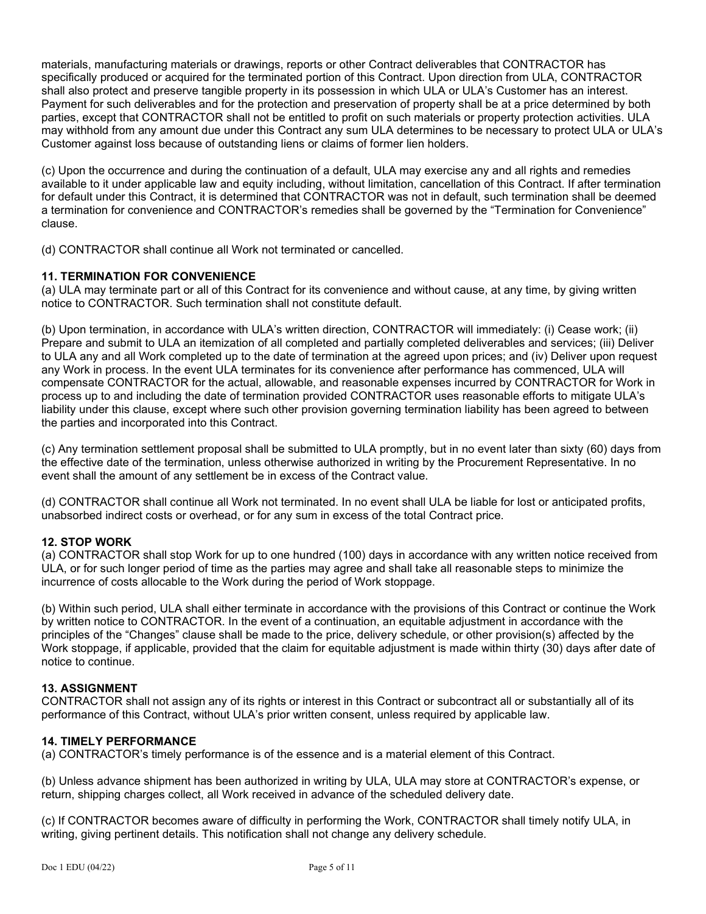materials, manufacturing materials or drawings, reports or other Contract deliverables that CONTRACTOR has specifically produced or acquired for the terminated portion of this Contract. Upon direction from ULA, CONTRACTOR shall also protect and preserve tangible property in its possession in which ULA or ULA's Customer has an interest. Payment for such deliverables and for the protection and preservation of property shall be at a price determined by both parties, except that CONTRACTOR shall not be entitled to profit on such materials or property protection activities. ULA may withhold from any amount due under this Contract any sum ULA determines to be necessary to protect ULA or ULA's Customer against loss because of outstanding liens or claims of former lien holders.

(c) Upon the occurrence and during the continuation of a default, ULA may exercise any and all rights and remedies available to it under applicable law and equity including, without limitation, cancellation of this Contract. If after termination for default under this Contract, it is determined that CONTRACTOR was not in default, such termination shall be deemed a termination for convenience and CONTRACTOR's remedies shall be governed by the "Termination for Convenience" clause.

(d) CONTRACTOR shall continue all Work not terminated or cancelled.

**11. TERMINATION FOR CONVENIENCE**

(a) ULA may terminate part or all of this Contract for its convenience and without cause, at any time, by giving written notice to CONTRACTOR. Such termination shall not constitute default.

(b) Upon termination, in accordance with ULA's written direction, CONTRACTOR will immediately: (i) Cease work; (ii) Prepare and submit to ULA an itemization of all completed and partially completed deliverables and services; (iii) Deliver to ULA any and all Work completed up to the date of termination at the agreed upon prices; and (iv) Deliver upon request any Work in process. In the event ULA terminates for its convenience after performance has commenced, ULA will compensate CONTRACTOR for the actual, allowable, and reasonable expenses incurred by CONTRACTOR for Work in process up to and including the date of termination provided CONTRACTOR uses reasonable efforts to mitigate ULA's liability under this clause, except where such other provision governing termination liability has been agreed to between the parties and incorporated into this Contract.

(c) Any termination settlement proposal shall be submitted to ULA promptly, but in no event later than sixty (60) days from the effective date of the termination, unless otherwise authorized in writing by the Procurement Representative. In no event shall the amount of any settlement be in excess of the Contract value.

(d) CONTRACTOR shall continue all Work not terminated. In no event shall ULA be liable for lost or anticipated profits, unabsorbed indirect costs or overhead, or for any sum in excess of the total Contract price.

**12. STOP WORK**

(a) CONTRACTOR shall stop Work for up to one hundred (100) days in accordance with any written notice received from ULA, or for such longer period of time as the parties may agree and shall take all reasonable steps to minimize the incurrence of costs allocable to the Work during the period of Work stoppage.

(b) Within such period, ULA shall either terminate in accordance with the provisions of this Contract or continue the Work by written notice to CONTRACTOR. In the event of a continuation, an equitable adjustment in accordance with the principles of the "Changes" clause shall be made to the price, delivery schedule, or other provision(s) affected by the Work stoppage, if applicable, provided that the claim for equitable adjustment is made within thirty (30) days after date of notice to continue.

**13. ASSIGNMENT**

CONTRACTOR shall not assign any of its rights or interest in this Contract or subcontract all or substantially all of its performance of this Contract, without ULA's prior written consent, unless required by applicable law.

**14. TIMELY PERFORMANCE**

(a) CONTRACTOR's timely performance is of the essence and is a material element of this Contract.

(b) Unless advance shipment has been authorized in writing by ULA, ULA may store at CONTRACTOR's expense, or return, shipping charges collect, all Work received in advance of the scheduled delivery date.

(c) If CONTRACTOR becomes aware of difficulty in performing the Work, CONTRACTOR shall timely notify ULA, in writing, giving pertinent details. This notification shall not change any delivery schedule.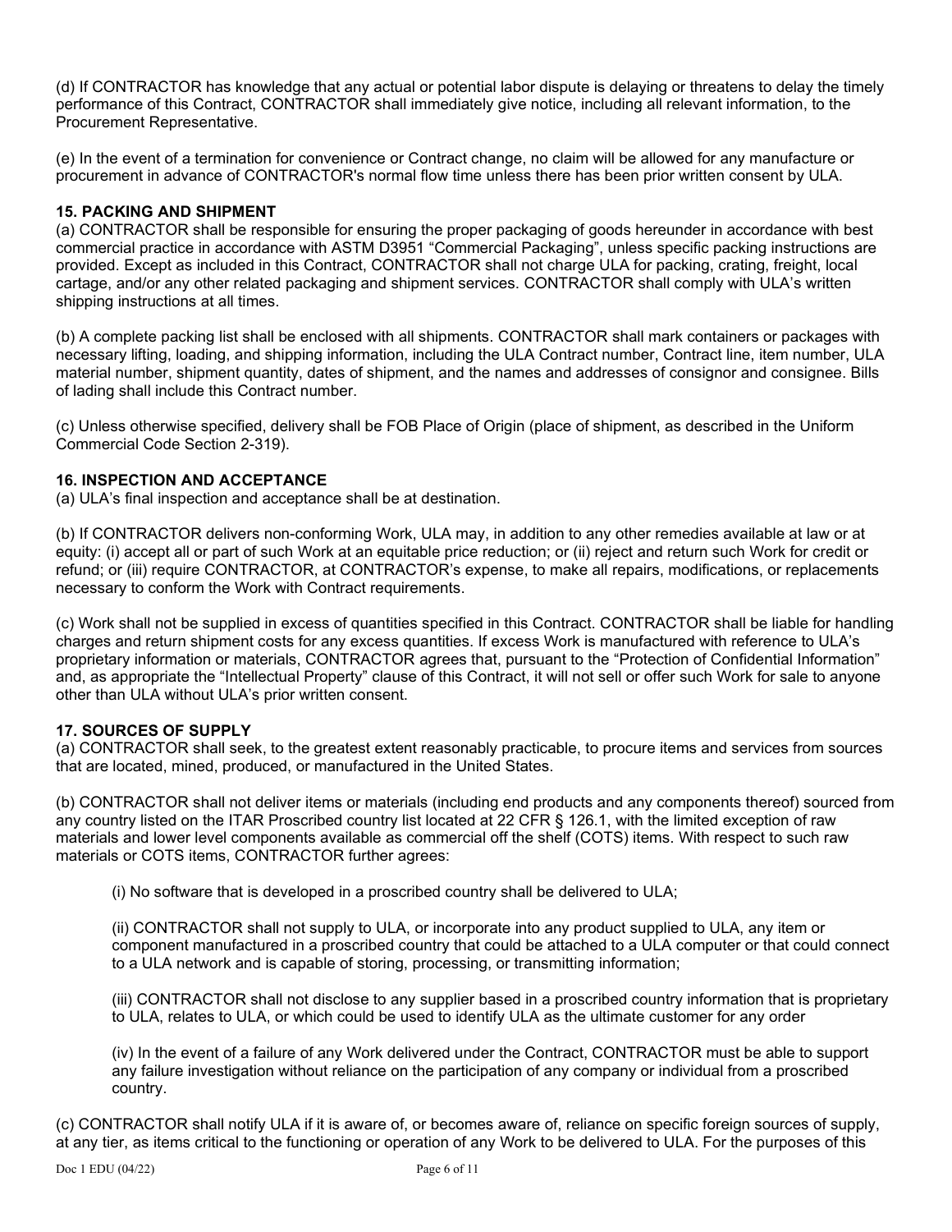(d) If CONTRACTOR has knowledge that any actual or potential labor dispute is delaying or threatens to delay the timely performance of this Contract, CONTRACTOR shall immediately give notice, including all relevant information, to the Procurement Representative.

(e) In the event of a termination for convenience or Contract change, no claim will be allowed for any manufacture or procurement in advance of CONTRACTOR's normal flow time unless there has been prior written consent by ULA.

### 15. PACKING AND SHIPMENT

(a) CONTRACTOR shall be responsible for ensuring the proper packaging of goods hereunder in accordance with best commercial practice in accordance with ASTM D3951 "Commercial Packaging", unless specific packing instructions are provided. Except as included in this Contract, CONTRACTOR shall not charge ULA for packing, crating, freight, local cartage, and/or any other related packaging and shipment services. CONTRACTOR shall comply with ULA's written shipping instructions at all times.

(b) A complete packing list shall be enclosed with all shipments. CONTRACTOR shall mark containers or packages with necessary lifting, loading, and shipping information, including the ULA Contract number, Contract line, item number, ULA material number, shipment quantity, dates of shipment, and the names and addresses of consignor and consignee. Bills of lading shall include this Contract number.

(c) Unless otherwise specified, delivery shall be FOB Place of Origin (place of shipment, as described in the Uniform Commercial Code Section 2-319).

### 16. INSPECTION AND ACCEPTANCE

(a) ULA's final inspection and acceptance shall be at destination.

(b) If CONTRACTOR delivers non-conforming Work, ULA may, in addition to any other remedies available at law or at equity: (i) accept all or part of such Work at an equitable price reduction; or (ii) reject and return such Work for credit or refund; or (iii) require CONTRACTOR, at CONTRACTOR's expense, to make all repairs, modifications, or replacements necessary to conform the Work with Contract requirements.

(c) Work shall not be supplied in excess of quantities specified in this Contract. CONTRACTOR shall be liable for handling charges and return shipment costs for any excess quantities. If excess Work is manufactured with reference to ULA's proprietary information or materials, CONTRACTOR agrees that, pursuant to the "Protection of Confidential Information" and, as appropriate the "Intellectual Property" clause of this Contract, it will not sell or offer such Work for sale to anyone other than ULA without ULA's prior written consent.

### 17. SOURCES OF SUPPLY

(a) CONTRACTOR shall seek, to the greatest extent reasonably practicable, to procure items and services from sources that are located, mined, produced, or manufactured in the United States.

(b) CONTRACTOR shall not deliver items or materials (including end products and any components thereof) sourced from any country listed on the ITAR Proscribed country list located at 22 CFR § 126.1, with the limited exception of raw materials and lower level components available as commercial off the shelf (COTS) items. With respect to such raw materials or COTS items, CONTRACTOR further agrees:

> (i) No software that is developed in a proscribed country shall be delivered to ULA;
>
> (ii) CONTRACTOR shall not supply to ULA, or incorporate into any product supplied to ULA, any item or component manufactured in a proscribed country that could be attached to a ULA computer or that could connect to a ULA network and is capable of storing, processing, or transmitting information;
>
> (iii) CONTRACTOR shall not disclose to any supplier based in a proscribed country information that is proprietary to ULA, relates to ULA, or which could be used to identify ULA as the ultimate customer for any order
>
> (iv) In the event of a failure of any Work delivered under the Contract, CONTRACTOR must be able to support any failure investigation without reliance on the participation of any company or individual from a proscribed country.

(c) CONTRACTOR shall notify ULA if it is aware of, or becomes aware of, reliance on specific foreign sources of supply, at any tier, as items critical to the functioning or operation of any Work to be delivered to ULA. For the purposes of this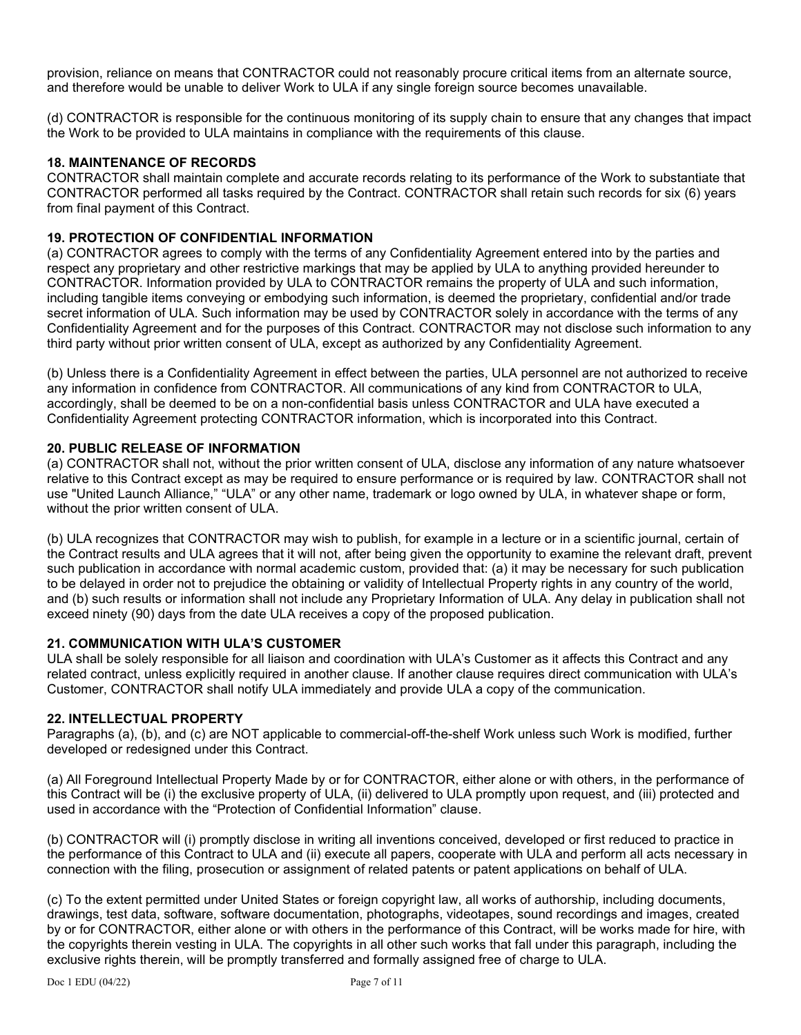provision, reliance on means that CONTRACTOR could not reasonably procure critical items from an alternate source, and therefore would be unable to deliver Work to ULA if any single foreign source becomes unavailable.

(d) CONTRACTOR is responsible for the continuous monitoring of its supply chain to ensure that any changes that impact the Work to be provided to ULA maintains in compliance with the requirements of this clause.

## 18. MAINTENANCE OF RECORDS

CONTRACTOR shall maintain complete and accurate records relating to its performance of the Work to substantiate that CONTRACTOR performed all tasks required by the Contract. CONTRACTOR shall retain such records for six (6) years from final payment of this Contract.

## 19. PROTECTION OF CONFIDENTIAL INFORMATION

(a) CONTRACTOR agrees to comply with the terms of any Confidentiality Agreement entered into by the parties and respect any proprietary and other restrictive markings that may be applied by ULA to anything provided hereunder to CONTRACTOR. Information provided by ULA to CONTRACTOR remains the property of ULA and such information, including tangible items conveying or embodying such information, is deemed the proprietary, confidential and/or trade secret information of ULA. Such information may be used by CONTRACTOR solely in accordance with the terms of any Confidentiality Agreement and for the purposes of this Contract. CONTRACTOR may not disclose such information to any third party without prior written consent of ULA, except as authorized by any Confidentiality Agreement.

(b) Unless there is a Confidentiality Agreement in effect between the parties, ULA personnel are not authorized to receive any information in confidence from CONTRACTOR. All communications of any kind from CONTRACTOR to ULA, accordingly, shall be deemed to be on a non-confidential basis unless CONTRACTOR and ULA have executed a Confidentiality Agreement protecting CONTRACTOR information, which is incorporated into this Contract.

## 20. PUBLIC RELEASE OF INFORMATION

(a) CONTRACTOR shall not, without the prior written consent of ULA, disclose any information of any nature whatsoever relative to this Contract except as may be required to ensure performance or is required by law. CONTRACTOR shall not use "United Launch Alliance," "ULA" or any other name, trademark or logo owned by ULA, in whatever shape or form, without the prior written consent of ULA.

(b) ULA recognizes that CONTRACTOR may wish to publish, for example in a lecture or in a scientific journal, certain of the Contract results and ULA agrees that it will not, after being given the opportunity to examine the relevant draft, prevent such publication in accordance with normal academic custom, provided that: (a) it may be necessary for such publication to be delayed in order not to prejudice the obtaining or validity of Intellectual Property rights in any country of the world, and (b) such results or information shall not include any Proprietary Information of ULA. Any delay in publication shall not exceed ninety (90) days from the date ULA receives a copy of the proposed publication.

## 21. COMMUNICATION WITH ULA'S CUSTOMER

ULA shall be solely responsible for all liaison and coordination with ULA's Customer as it affects this Contract and any related contract, unless explicitly required in another clause. If another clause requires direct communication with ULA's Customer, CONTRACTOR shall notify ULA immediately and provide ULA a copy of the communication.

## 22. INTELLECTUAL PROPERTY

Paragraphs (a), (b), and (c) are NOT applicable to commercial-off-the-shelf Work unless such Work is modified, further developed or redesigned under this Contract.

(a) All Foreground Intellectual Property Made by or for CONTRACTOR, either alone or with others, in the performance of this Contract will be (i) the exclusive property of ULA, (ii) delivered to ULA promptly upon request, and (iii) protected and used in accordance with the "Protection of Confidential Information" clause.

(b) CONTRACTOR will (i) promptly disclose in writing all inventions conceived, developed or first reduced to practice in the performance of this Contract to ULA and (ii) execute all papers, cooperate with ULA and perform all acts necessary in connection with the filing, prosecution or assignment of related patents or patent applications on behalf of ULA.

(c) To the extent permitted under United States or foreign copyright law, all works of authorship, including documents, drawings, test data, software, software documentation, photographs, videotapes, sound recordings and images, created by or for CONTRACTOR, either alone or with others in the performance of this Contract, will be works made for hire, with the copyrights therein vesting in ULA. The copyrights in all other such works that fall under this paragraph, including the exclusive rights therein, will be promptly transferred and formally assigned free of charge to ULA.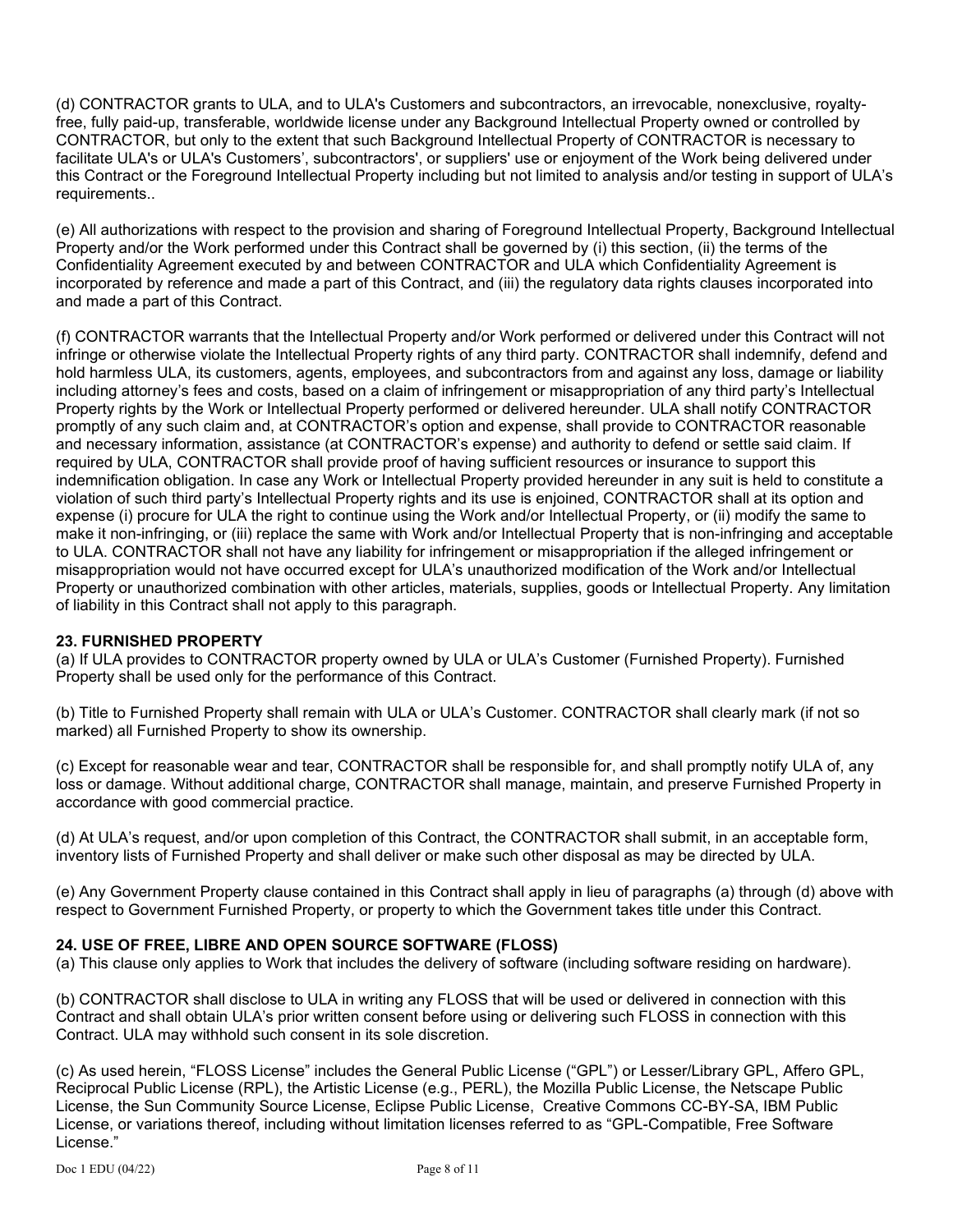(d) CONTRACTOR grants to ULA, and to ULA's Customers and subcontractors, an irrevocable, nonexclusive, royalty-free, fully paid-up, transferable, worldwide license under any Background Intellectual Property owned or controlled by CONTRACTOR, but only to the extent that such Background Intellectual Property of CONTRACTOR is necessary to facilitate ULA's or ULA's Customers', subcontractors', or suppliers' use or enjoyment of the Work being delivered under this Contract or the Foreground Intellectual Property including but not limited to analysis and/or testing in support of ULA's requirements..

(e) All authorizations with respect to the provision and sharing of Foreground Intellectual Property, Background Intellectual Property and/or the Work performed under this Contract shall be governed by (i) this section, (ii) the terms of the Confidentiality Agreement executed by and between CONTRACTOR and ULA which Confidentiality Agreement is incorporated by reference and made a part of this Contract, and (iii) the regulatory data rights clauses incorporated into and made a part of this Contract.

(f) CONTRACTOR warrants that the Intellectual Property and/or Work performed or delivered under this Contract will not infringe or otherwise violate the Intellectual Property rights of any third party. CONTRACTOR shall indemnify, defend and hold harmless ULA, its customers, agents, employees, and subcontractors from and against any loss, damage or liability including attorney's fees and costs, based on a claim of infringement or misappropriation of any third party's Intellectual Property rights by the Work or Intellectual Property performed or delivered hereunder. ULA shall notify CONTRACTOR promptly of any such claim and, at CONTRACTOR's option and expense, shall provide to CONTRACTOR reasonable and necessary information, assistance (at CONTRACTOR's expense) and authority to defend or settle said claim. If required by ULA, CONTRACTOR shall provide proof of having sufficient resources or insurance to support this indemnification obligation. In case any Work or Intellectual Property provided hereunder in any suit is held to constitute a violation of such third party's Intellectual Property rights and its use is enjoined, CONTRACTOR shall at its option and expense (i) procure for ULA the right to continue using the Work and/or Intellectual Property, or (ii) modify the same to make it non-infringing, or (iii) replace the same with Work and/or Intellectual Property that is non-infringing and acceptable to ULA. CONTRACTOR shall not have any liability for infringement or misappropriation if the alleged infringement or misappropriation would not have occurred except for ULA's unauthorized modification of the Work and/or Intellectual Property or unauthorized combination with other articles, materials, supplies, goods or Intellectual Property. Any limitation of liability in this Contract shall not apply to this paragraph.

**23. FURNISHED PROPERTY**

(a) If ULA provides to CONTRACTOR property owned by ULA or ULA's Customer (Furnished Property). Furnished Property shall be used only for the performance of this Contract.

(b) Title to Furnished Property shall remain with ULA or ULA's Customer. CONTRACTOR shall clearly mark (if not so marked) all Furnished Property to show its ownership.

(c) Except for reasonable wear and tear, CONTRACTOR shall be responsible for, and shall promptly notify ULA of, any loss or damage. Without additional charge, CONTRACTOR shall manage, maintain, and preserve Furnished Property in accordance with good commercial practice.

(d) At ULA's request, and/or upon completion of this Contract, the CONTRACTOR shall submit, in an acceptable form, inventory lists of Furnished Property and shall deliver or make such other disposal as may be directed by ULA.

(e) Any Government Property clause contained in this Contract shall apply in lieu of paragraphs (a) through (d) above with respect to Government Furnished Property, or property to which the Government takes title under this Contract.

**24. USE OF FREE, LIBRE AND OPEN SOURCE SOFTWARE (FLOSS)**

(a) This clause only applies to Work that includes the delivery of software (including software residing on hardware).

(b) CONTRACTOR shall disclose to ULA in writing any FLOSS that will be used or delivered in connection with this Contract and shall obtain ULA's prior written consent before using or delivering such FLOSS in connection with this Contract. ULA may withhold such consent in its sole discretion.

(c) As used herein, "FLOSS License" includes the General Public License ("GPL") or Lesser/Library GPL, Affero GPL, Reciprocal Public License (RPL), the Artistic License (e.g., PERL), the Mozilla Public License, the Netscape Public License, the Sun Community Source License, Eclipse Public License, Creative Commons CC-BY-SA, IBM Public License, or variations thereof, including without limitation licenses referred to as "GPL-Compatible, Free Software License."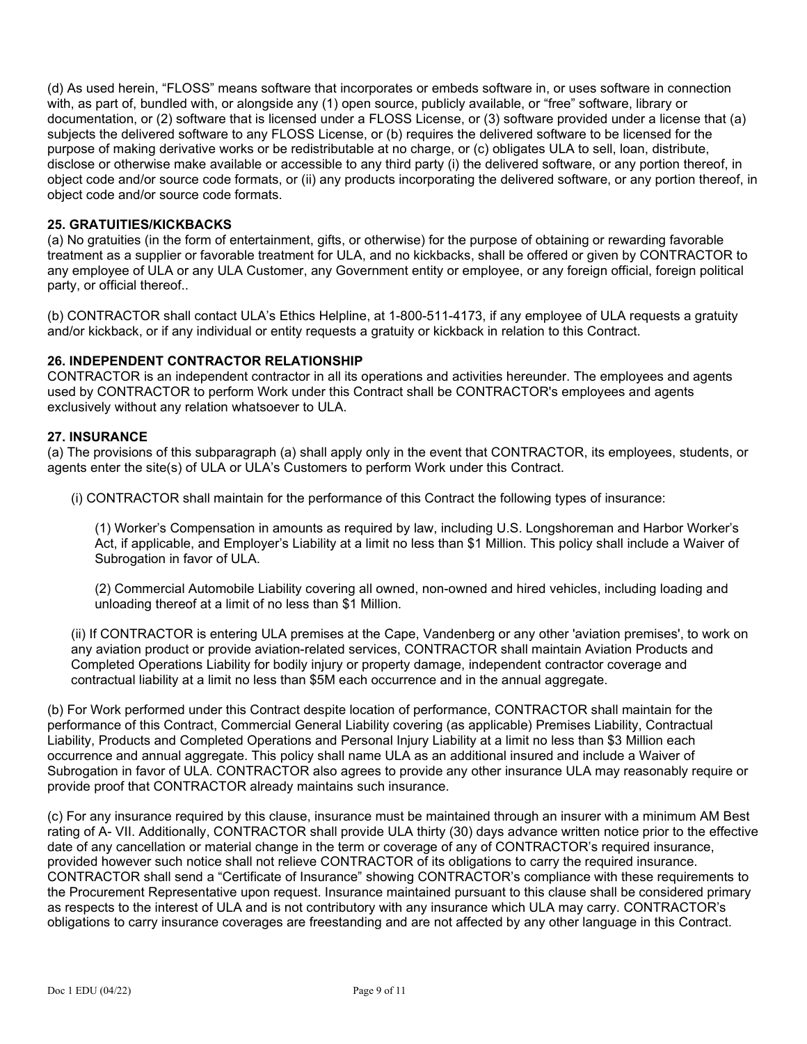(d) As used herein, "FLOSS" means software that incorporates or embeds software in, or uses software in connection with, as part of, bundled with, or alongside any (1) open source, publicly available, or "free" software, library or documentation, or (2) software that is licensed under a FLOSS License, or (3) software provided under a license that (a) subjects the delivered software to any FLOSS License, or (b) requires the delivered software to be licensed for the purpose of making derivative works or be redistributable at no charge, or (c) obligates ULA to sell, loan, distribute, disclose or otherwise make available or accessible to any third party (i) the delivered software, or any portion thereof, in object code and/or source code formats, or (ii) any products incorporating the delivered software, or any portion thereof, in object code and/or source code formats.

**25. GRATUITIES/KICKBACKS**

(a) No gratuities (in the form of entertainment, gifts, or otherwise) for the purpose of obtaining or rewarding favorable treatment as a supplier or favorable treatment for ULA, and no kickbacks, shall be offered or given by CONTRACTOR to any employee of ULA or any ULA Customer, any Government entity or employee, or any foreign official, foreign political party, or official thereof..

(b) CONTRACTOR shall contact ULA's Ethics Helpline, at 1-800-511-4173, if any employee of ULA requests a gratuity and/or kickback, or if any individual or entity requests a gratuity or kickback in relation to this Contract.

**26. INDEPENDENT CONTRACTOR RELATIONSHIP**

CONTRACTOR is an independent contractor in all its operations and activities hereunder. The employees and agents used by CONTRACTOR to perform Work under this Contract shall be CONTRACTOR's employees and agents exclusively without any relation whatsoever to ULA.

**27. INSURANCE**

(a) The provisions of this subparagraph (a) shall apply only in the event that CONTRACTOR, its employees, students, or agents enter the site(s) of ULA or ULA's Customers to perform Work under this Contract.

(i) CONTRACTOR shall maintain for the performance of this Contract the following types of insurance:

(1) Worker's Compensation in amounts as required by law, including U.S. Longshoreman and Harbor Worker's Act, if applicable, and Employer's Liability at a limit no less than $1 Million. This policy shall include a Waiver of Subrogation in favor of ULA.

(2) Commercial Automobile Liability covering all owned, non-owned and hired vehicles, including loading and unloading thereof at a limit of no less than $1 Million.

(ii) If CONTRACTOR is entering ULA premises at the Cape, Vandenberg or any other 'aviation premises', to work on any aviation product or provide aviation-related services, CONTRACTOR shall maintain Aviation Products and Completed Operations Liability for bodily injury or property damage, independent contractor coverage and contractual liability at a limit no less than $5M each occurrence and in the annual aggregate.

(b) For Work performed under this Contract despite location of performance, CONTRACTOR shall maintain for the performance of this Contract, Commercial General Liability covering (as applicable) Premises Liability, Contractual Liability, Products and Completed Operations and Personal Injury Liability at a limit no less than $3 Million each occurrence and annual aggregate. This policy shall name ULA as an additional insured and include a Waiver of Subrogation in favor of ULA. CONTRACTOR also agrees to provide any other insurance ULA may reasonably require or provide proof that CONTRACTOR already maintains such insurance.

(c) For any insurance required by this clause, insurance must be maintained through an insurer with a minimum AM Best rating of A- VII. Additionally, CONTRACTOR shall provide ULA thirty (30) days advance written notice prior to the effective date of any cancellation or material change in the term or coverage of any of CONTRACTOR's required insurance, provided however such notice shall not relieve CONTRACTOR of its obligations to carry the required insurance. CONTRACTOR shall send a "Certificate of Insurance" showing CONTRACTOR's compliance with these requirements to the Procurement Representative upon request. Insurance maintained pursuant to this clause shall be considered primary as respects to the interest of ULA and is not contributory with any insurance which ULA may carry. CONTRACTOR's obligations to carry insurance coverages are freestanding and are not affected by any other language in this Contract.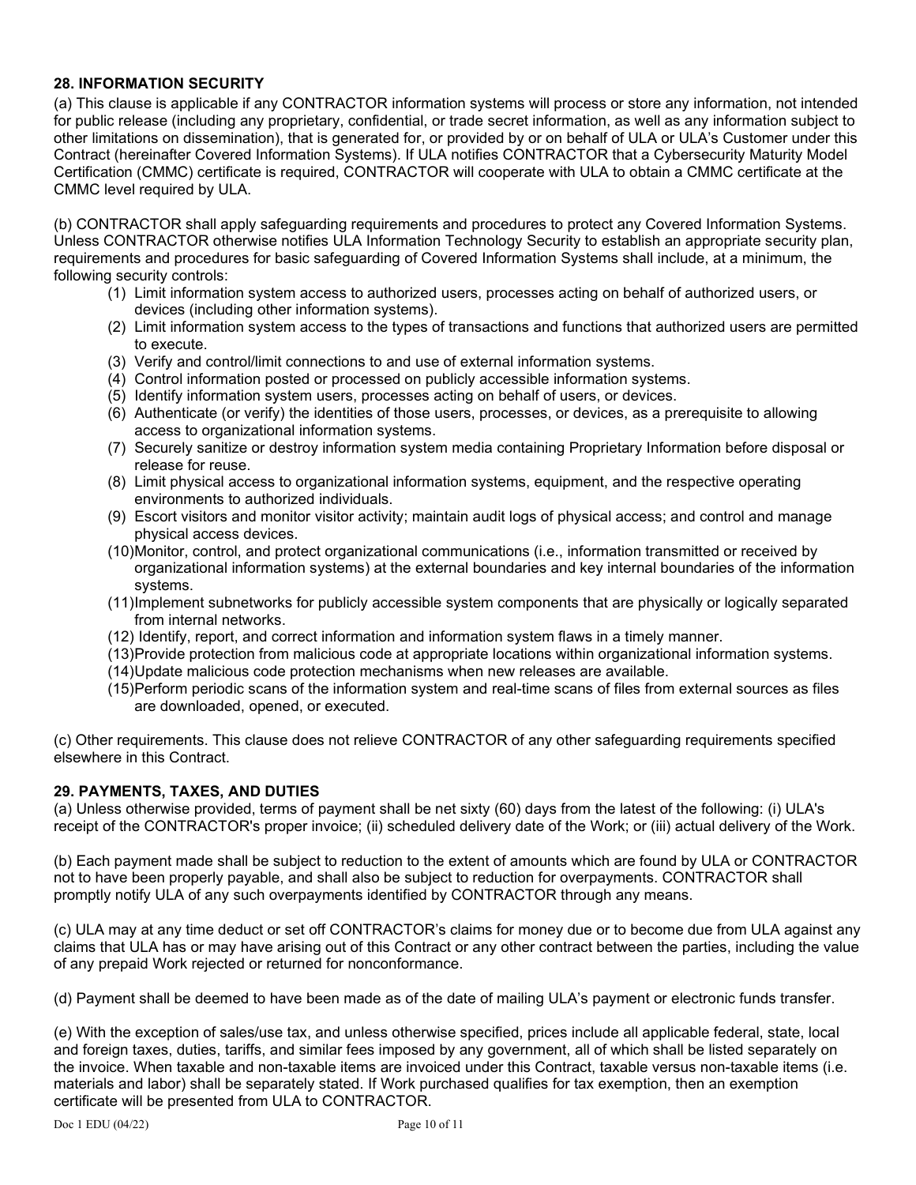**28. INFORMATION SECURITY**

(a) This clause is applicable if any CONTRACTOR information systems will process or store any information, not intended for public release (including any proprietary, confidential, or trade secret information, as well as any information subject to other limitations on dissemination), that is generated for, or provided by or on behalf of ULA or ULA's Customer under this Contract (hereinafter Covered Information Systems). If ULA notifies CONTRACTOR that a Cybersecurity Maturity Model Certification (CMMC) certificate is required, CONTRACTOR will cooperate with ULA to obtain a CMMC certificate at the CMMC level required by ULA.

(b) CONTRACTOR shall apply safeguarding requirements and procedures to protect any Covered Information Systems. Unless CONTRACTOR otherwise notifies ULA Information Technology Security to establish an appropriate security plan, requirements and procedures for basic safeguarding of Covered Information Systems shall include, at a minimum, the following security controls:

1. Limit information system access to authorized users, processes acting on behalf of authorized users, or devices (including other information systems).
2. Limit information system access to the types of transactions and functions that authorized users are permitted to execute.
3. Verify and control/limit connections to and use of external information systems.
4. Control information posted or processed on publicly accessible information systems.
5. Identify information system users, processes acting on behalf of users, or devices.
6. Authenticate (or verify) the identities of those users, processes, or devices, as a prerequisite to allowing access to organizational information systems.
7. Securely sanitize or destroy information system media containing Proprietary Information before disposal or release for reuse.
8. Limit physical access to organizational information systems, equipment, and the respective operating environments to authorized individuals.
9. Escort visitors and monitor visitor activity; maintain audit logs of physical access; and control and manage physical access devices.
10. Monitor, control, and protect organizational communications (i.e., information transmitted or received by organizational information systems) at the external boundaries and key internal boundaries of the information systems.
11. Implement subnetworks for publicly accessible system components that are physically or logically separated from internal networks.
12. Identify, report, and correct information and information system flaws in a timely manner.
13. Provide protection from malicious code at appropriate locations within organizational information systems.
14. Update malicious code protection mechanisms when new releases are available.
15. Perform periodic scans of the information system and real-time scans of files from external sources as files are downloaded, opened, or executed.

(c) Other requirements. This clause does not relieve CONTRACTOR of any other safeguarding requirements specified elsewhere in this Contract.

**29. PAYMENTS, TAXES, AND DUTIES**

(a) Unless otherwise provided, terms of payment shall be net sixty (60) days from the latest of the following: (i) ULA's receipt of the CONTRACTOR's proper invoice; (ii) scheduled delivery date of the Work; or (iii) actual delivery of the Work.

(b) Each payment made shall be subject to reduction to the extent of amounts which are found by ULA or CONTRACTOR not to have been properly payable, and shall also be subject to reduction for overpayments. CONTRACTOR shall promptly notify ULA of any such overpayments identified by CONTRACTOR through any means.

(c) ULA may at any time deduct or set off CONTRACTOR's claims for money due or to become due from ULA against any claims that ULA has or may have arising out of this Contract or any other contract between the parties, including the value of any prepaid Work rejected or returned for nonconformance.

(d) Payment shall be deemed to have been made as of the date of mailing ULA's payment or electronic funds transfer.

(e) With the exception of sales/use tax, and unless otherwise specified, prices include all applicable federal, state, local and foreign taxes, duties, tariffs, and similar fees imposed by any government, all of which shall be listed separately on the invoice. When taxable and non-taxable items are invoiced under this Contract, taxable versus non-taxable items (i.e. materials and labor) shall be separately stated. If Work purchased qualifies for tax exemption, then an exemption certificate will be presented from ULA to CONTRACTOR.

Doc 1 EDU (04/22)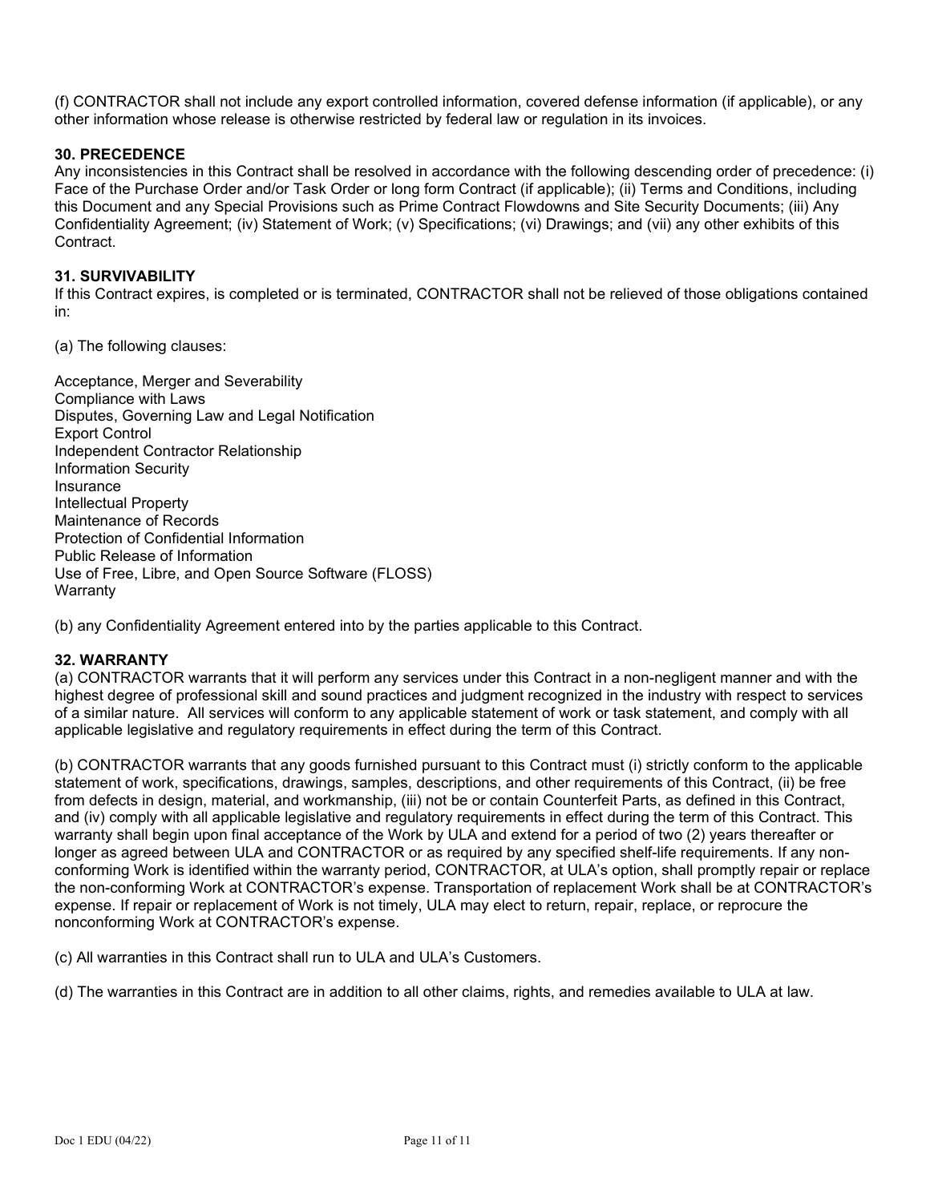(f) CONTRACTOR shall not include any export controlled information, covered defense information (if applicable), or any other information whose release is otherwise restricted by federal law or regulation in its invoices.

**30. PRECEDENCE**

Any inconsistencies in this Contract shall be resolved in accordance with the following descending order of precedence: (i) Face of the Purchase Order and/or Task Order or long form Contract (if applicable); (ii) Terms and Conditions, including this Document and any Special Provisions such as Prime Contract Flowdowns and Site Security Documents; (iii) Any Confidentiality Agreement; (iv) Statement of Work; (v) Specifications; (vi) Drawings; and (vii) any other exhibits of this Contract.

**31. SURVIVABILITY**

If this Contract expires, is completed or is terminated, CONTRACTOR shall not be relieved of those obligations contained in:

(a) The following clauses:

Acceptance, Merger and Severability
Compliance with Laws
Disputes, Governing Law and Legal Notification
Export Control
Independent Contractor Relationship
Information Security
Insurance
Intellectual Property
Maintenance of Records
Protection of Confidential Information
Public Release of Information
Use of Free, Libre, and Open Source Software (FLOSS)
Warranty

(b) any Confidentiality Agreement entered into by the parties applicable to this Contract.

**32. WARRANTY**

(a) CONTRACTOR warrants that it will perform any services under this Contract in a non-negligent manner and with the highest degree of professional skill and sound practices and judgment recognized in the industry with respect to services of a similar nature. All services will conform to any applicable statement of work or task statement, and comply with all applicable legislative and regulatory requirements in effect during the term of this Contract.

(b) CONTRACTOR warrants that any goods furnished pursuant to this Contract must (i) strictly conform to the applicable statement of work, specifications, drawings, samples, descriptions, and other requirements of this Contract, (ii) be free from defects in design, material, and workmanship, (iii) not be or contain Counterfeit Parts, as defined in this Contract, and (iv) comply with all applicable legislative and regulatory requirements in effect during the term of this Contract. This warranty shall begin upon final acceptance of the Work by ULA and extend for a period of two (2) years thereafter or longer as agreed between ULA and CONTRACTOR or as required by any specified shelf-life requirements. If any non-conforming Work is identified within the warranty period, CONTRACTOR, at ULA's option, shall promptly repair or replace the non-conforming Work at CONTRACTOR's expense. Transportation of replacement Work shall be at CONTRACTOR's expense. If repair or replacement of Work is not timely, ULA may elect to return, repair, replace, or reprocure the nonconforming Work at CONTRACTOR's expense.

(c) All warranties in this Contract shall run to ULA and ULA's Customers.

(d) The warranties in this Contract are in addition to all other claims, rights, and remedies available to ULA at law.